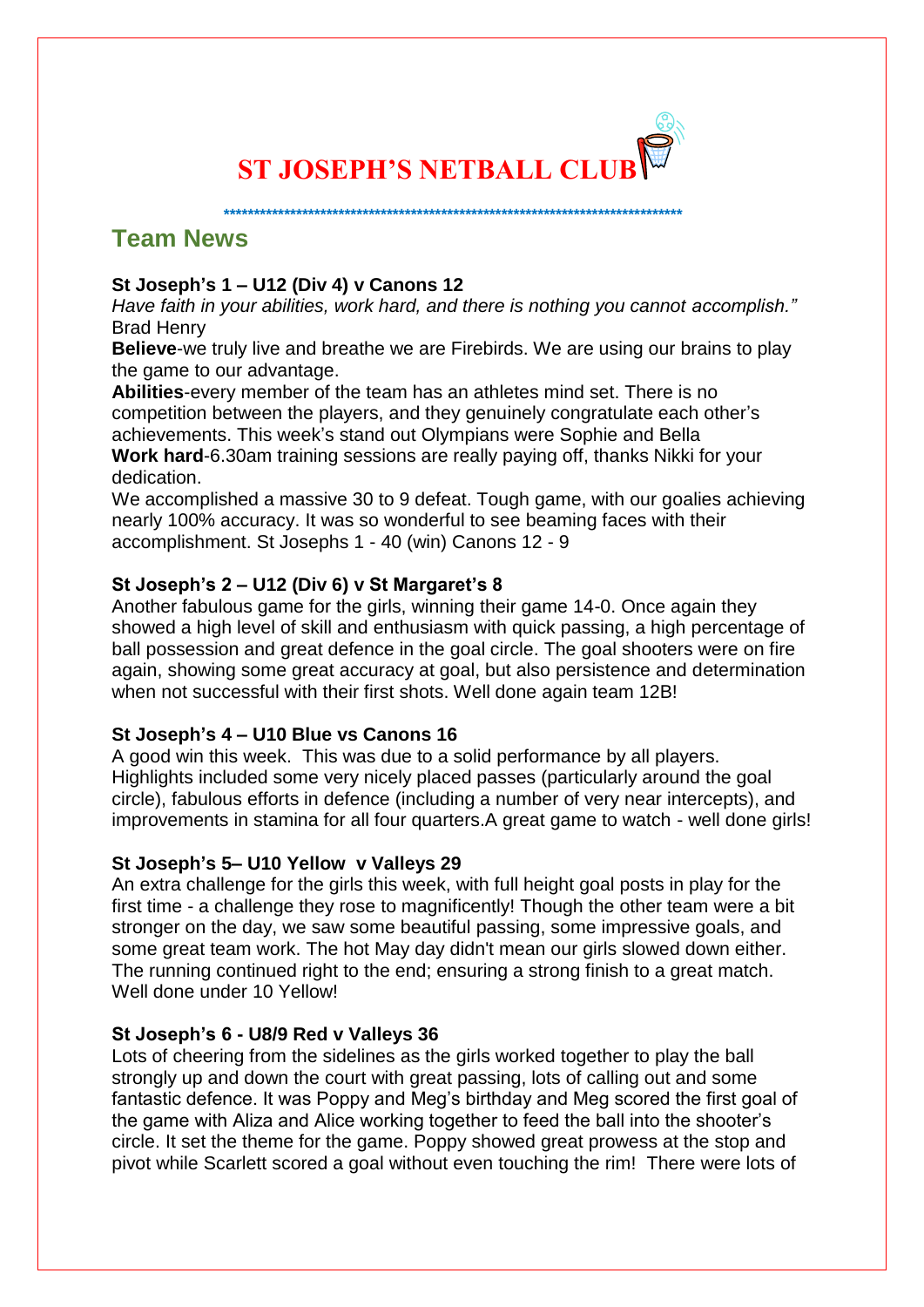# ST JOSEPH'S NETBALL CLUB

*******************************************************************************

## Team News

### St Joseph's 1 – U12 (Div 4) v Canons 12

*Have faith in your abilities, work hard, and there is nothing you cannot accomplish."* Brad Henry

**Believe**-we truly live and breathe we are Firebirds. We are using our brains to play the game to our advantage.

**Abilities**-every member of the team has an athletes mind set. There is no competition between the players, and they genuinely congratulate each other's achievements. This week's stand out Olympians were Sophie and Bella

**Work hard**-6.30am training sessions are really paying off, thanks Nikki for your dedication.

We accomplished a massive 30 to 9 defeat. Tough game, with our goalies achieving nearly 100% accuracy. It was so wonderful to see beaming faces with their accomplishment. St Josephs 1 - 40 (win) Canons 12 - 9

### St Joseph's 2 – U12 (Div 6) v St Margaret's 8

Another fabulous game for the girls, winning their game 14-0. Once again they showed a high level of skill and enthusiasm with quick passing, a high percentage of ball possession and great defence in the goal circle. The goal shooters were on fire again, showing some great accuracy at goal, but also persistence and determination when not successful with their first shots. Well done again team 12B!

### St Joseph's 4 – U10 Blue vs Canons 16

A good win this week. This was due to a solid performance by all players. Highlights included some very nicely placed passes (particularly around the goal circle), fabulous efforts in defence (including a number of very near intercepts), and improvements in stamina for all four quarters.A great game to watch - well done girls!

### St Joseph's 5– U10 Yellow v Valleys 29

An extra challenge for the girls this week, with full height goal posts in play for the first time - a challenge they rose to magnificently! Though the other team were a bit stronger on the day, we saw some beautiful passing, some impressive goals, and some great team work. The hot May day didn't mean our girls slowed down either. The running continued right to the end; ensuring a strong finish to a great match. Well done under 10 Yellow!

### St Joseph's 6 - U8/9 Red v Valleys 36

Lots of cheering from the sidelines as the girls worked together to play the ball strongly up and down the court with great passing, lots of calling out and some fantastic defence. It was Poppy and Meg's birthday and Meg scored the first goal of the game with Aliza and Alice working together to feed the ball into the shooter's circle. It set the theme for the game. Poppy showed great prowess at the stop and pivot while Scarlett scored a goal without even touching the rim! There were lots of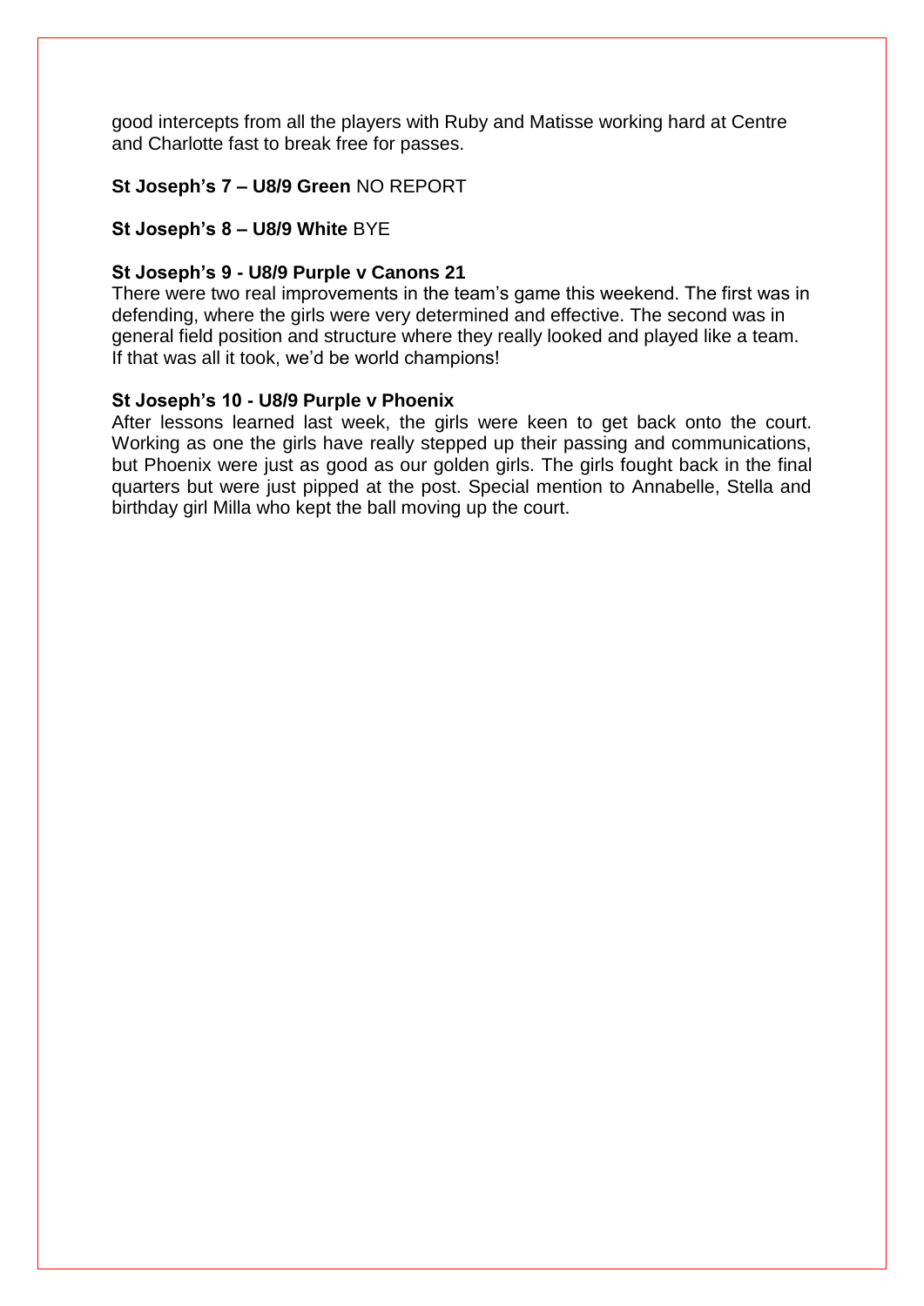good intercepts from all the players with Ruby and Matisse working hard at Centre and Charlotte fast to break free for passes.

**St Joseph's 7 – U8/9 Green** NO REPORT

**St Joseph's 8 – U8/9 White** BYE

**St Joseph's 9 - U8/9 Purple v Canons 21**

There were two real improvements in the team's game this weekend. The first was in defending, where the girls were very determined and effective. The second was in general field position and structure where they really looked and played like a team. If that was all it took, we'd be world champions!

**St Joseph's 10 - U8/9 Purple v Phoenix**

After lessons learned last week, the girls were keen to get back onto the court. Working as one the girls have really stepped up their passing and communications, but Phoenix were just as good as our golden girls. The girls fought back in the final quarters but were just pipped at the post. Special mention to Annabelle, Stella and birthday girl Milla who kept the ball moving up the court.